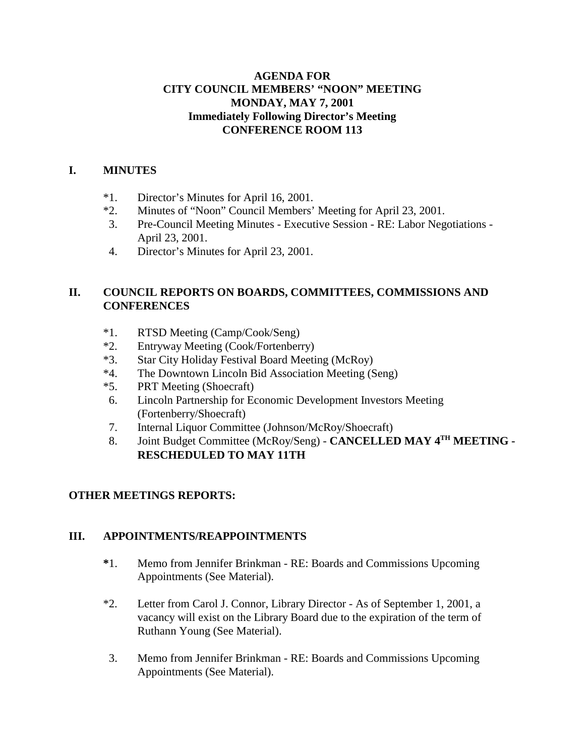# AGENDA FOR
# CITY COUNCIL MEMBERS' "NOON" MEETING
# MONDAY, MAY 7, 2001
# Immediately Following Director's Meeting
# CONFERENCE ROOM 113

## I. MINUTES

*1. Director's Minutes for April 16, 2001.
*2. Minutes of "Noon" Council Members' Meeting for April 23, 2001.
3. Pre-Council Meeting Minutes - Executive Session - RE: Labor Negotiations - April 23, 2001.
4. Director's Minutes for April 23, 2001.

## II. COUNCIL REPORTS ON BOARDS, COMMITTEES, COMMISSIONS AND CONFERENCES

*1. RTSD Meeting (Camp/Cook/Seng)
*2. Entryway Meeting (Cook/Fortenberry)
*3. Star City Holiday Festival Board Meeting (McRoy)
*4. The Downtown Lincoln Bid Association Meeting (Seng)
*5. PRT Meeting (Shoecraft)
6. Lincoln Partnership for Economic Development Investors Meeting (Fortenberry/Shoecraft)
7. Internal Liquor Committee (Johnson/McRoy/Shoecraft)
8. Joint Budget Committee (McRoy/Seng) - **CANCELLED MAY 4TH MEETING - RESCHEDULED TO MAY 11TH**

## OTHER MEETINGS REPORTS:

## III. APPOINTMENTS/REAPPOINTMENTS

**\***1. Memo from Jennifer Brinkman - RE: Boards and Commissions Upcoming Appointments (See Material).

*2. Letter from Carol J. Connor, Library Director - As of September 1, 2001, a vacancy will exist on the Library Board due to the expiration of the term of Ruthann Young (See Material).

3. Memo from Jennifer Brinkman - RE: Boards and Commissions Upcoming Appointments (See Material).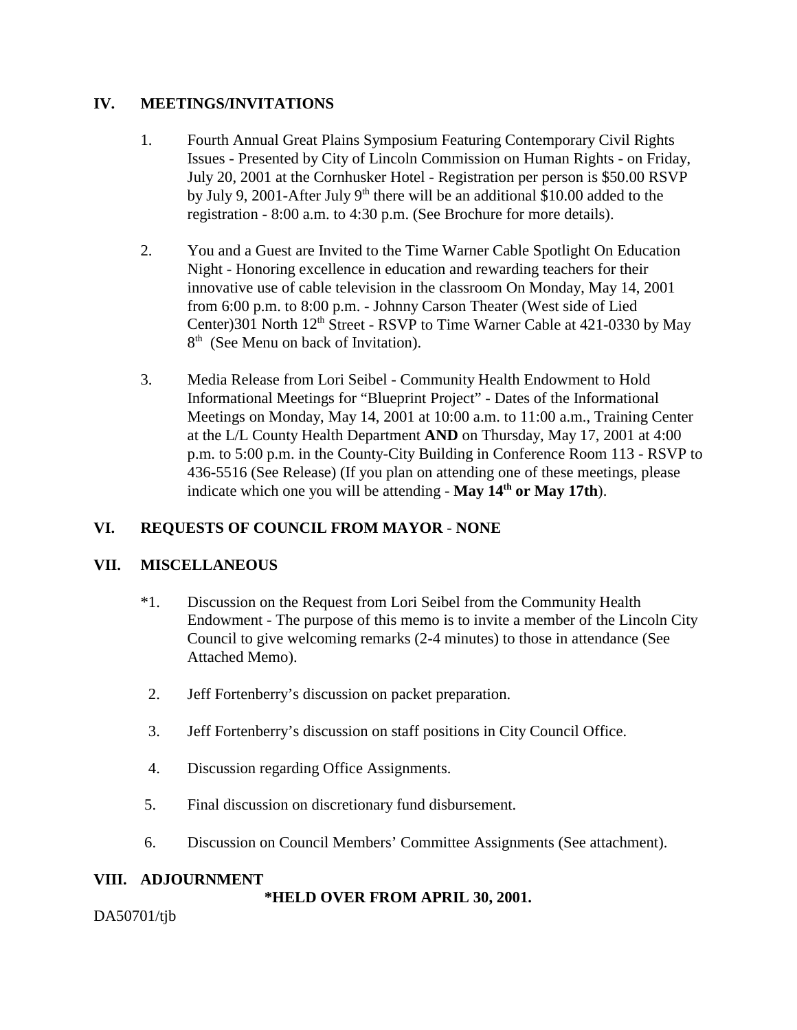## IV. MEETINGS/INVITATIONS

1. Fourth Annual Great Plains Symposium Featuring Contemporary Civil Rights Issues - Presented by City of Lincoln Commission on Human Rights - on Friday, July 20, 2001 at the Cornhusker Hotel - Registration per person is $50.00 RSVP by July 9, 2001-After July 9th there will be an additional $10.00 added to the registration - 8:00 a.m. to 4:30 p.m. (See Brochure for more details).

2. You and a Guest are Invited to the Time Warner Cable Spotlight On Education Night - Honoring excellence in education and rewarding teachers for their innovative use of cable television in the classroom On Monday, May 14, 2001 from 6:00 p.m. to 8:00 p.m. - Johnny Carson Theater (West side of Lied Center)301 North 12th Street - RSVP to Time Warner Cable at 421-0330 by May 8th (See Menu on back of Invitation).

3. Media Release from Lori Seibel - Community Health Endowment to Hold Informational Meetings for "Blueprint Project" - Dates of the Informational Meetings on Monday, May 14, 2001 at 10:00 a.m. to 11:00 a.m., Training Center at the L/L County Health Department **AND** on Thursday, May 17, 2001 at 4:00 p.m. to 5:00 p.m. in the County-City Building in Conference Room 113 - RSVP to 436-5516 (See Release) (If you plan on attending one of these meetings, please indicate which one you will be attending - **May 14th or May 17th**).

## VI. REQUESTS OF COUNCIL FROM MAYOR - NONE

## VII. MISCELLANEOUS

*1. Discussion on the Request from Lori Seibel from the Community Health Endowment - The purpose of this memo is to invite a member of the Lincoln City Council to give welcoming remarks (2-4 minutes) to those in attendance (See Attached Memo).

2. Jeff Fortenberry's discussion on packet preparation.

3. Jeff Fortenberry's discussion on staff positions in City Council Office.

4. Discussion regarding Office Assignments.

5. Final discussion on discretionary fund disbursement.

6. Discussion on Council Members' Committee Assignments (See attachment).

## VIII. ADJOURNMENT

**\*HELD OVER FROM APRIL 30, 2001.**

DA50701/tjb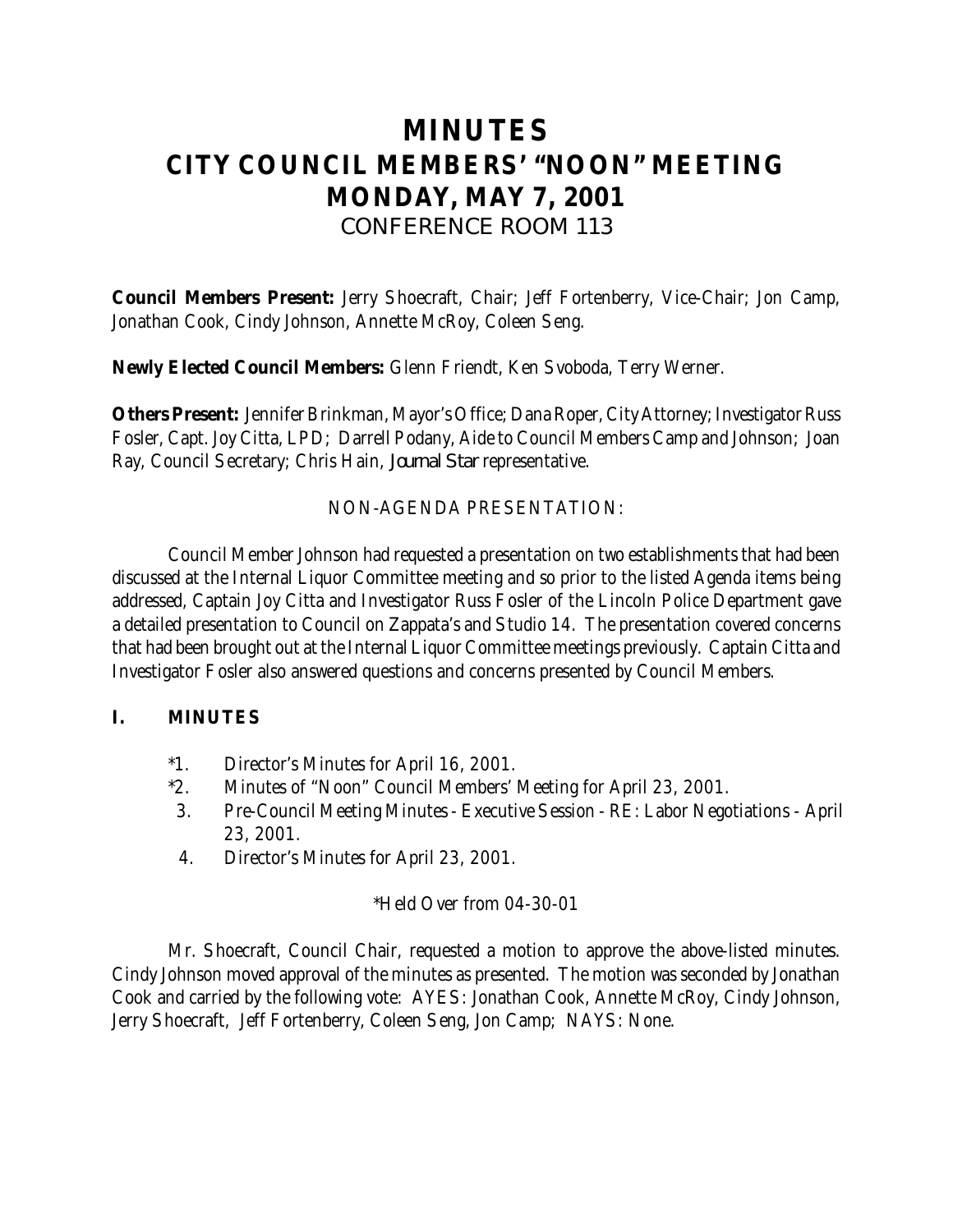# MINUTES
# CITY COUNCIL MEMBERS' "NOON" MEETING
# MONDAY, MAY 7, 2001
## CONFERENCE ROOM 113

**Council Members Present:** Jerry Shoecraft, Chair; Jeff Fortenberry, Vice-Chair; Jon Camp, Jonathan Cook, Cindy Johnson, Annette McRoy, Coleen Seng.

**Newly Elected Council Members:** Glenn Friendt, Ken Svoboda, Terry Werner.

**Others Present:** Jennifer Brinkman, Mayor's Office; Dana Roper, City Attorney; Investigator Russ Fosler, Capt. Joy Citta, LPD; Darrell Podany, Aide to Council Members Camp and Johnson; Joan Ray, Council Secretary; Chris Hain, *Journal Star* representative.

NON-AGENDA PRESENTATION:

Council Member Johnson had requested a presentation on two establishments that had been discussed at the Internal Liquor Committee meeting and so prior to the listed Agenda items being addressed, Captain Joy Citta and Investigator Russ Fosler of the Lincoln Police Department gave a detailed presentation to Council on Zappata's and Studio 14. The presentation covered concerns that had been brought out at the Internal Liquor Committee meetings previously. Captain Citta and Investigator Fosler also answered questions and concerns presented by Council Members.

## I. MINUTES

*1. Director's Minutes for April 16, 2001.
*2. Minutes of "Noon" Council Members' Meeting for April 23, 2001.
3. Pre-Council Meeting Minutes - Executive Session - RE: Labor Negotiations - April 23, 2001.
4. Director's Minutes for April 23, 2001.

*Held Over from 04-30-01

Mr. Shoecraft, Council Chair, requested a motion to approve the above-listed minutes. Cindy Johnson moved approval of the minutes as presented. The motion was seconded by Jonathan Cook and carried by the following vote: AYES: Jonathan Cook, Annette McRoy, Cindy Johnson, Jerry Shoecraft, Jeff Fortenberry, Coleen Seng, Jon Camp; NAYS: None.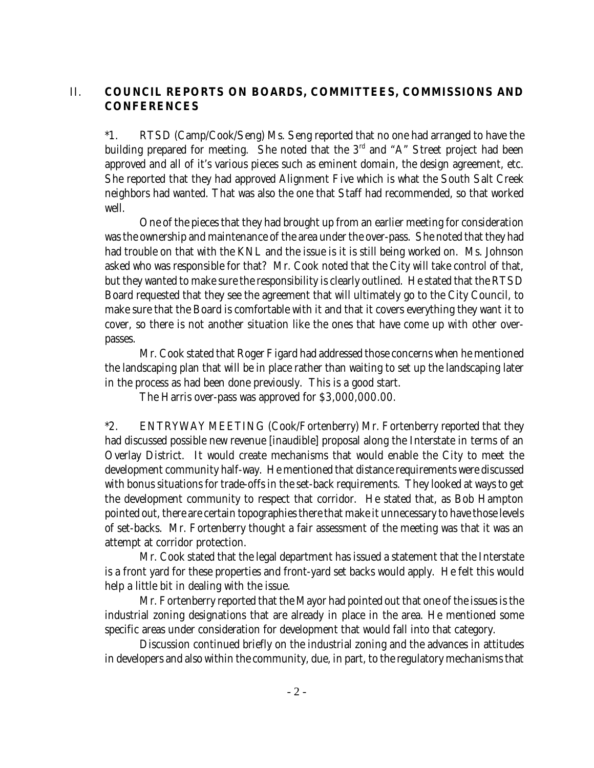## II. COUNCIL REPORTS ON BOARDS, COMMITTEES, COMMISSIONS AND CONFERENCES

*1. RTSD (Camp/Cook/Seng) Ms. Seng reported that no one had arranged to have the building prepared for meeting. She noted that the 3rd and "A" Street project had been approved and all of it's various pieces such as eminent domain, the design agreement, etc. She reported that they had approved Alignment Five which is what the South Salt Creek neighbors had wanted. That was also the one that Staff had recommended, so that worked well.

One of the pieces that they had brought up from an earlier meeting for consideration was the ownership and maintenance of the area under the over-pass. She noted that they had had trouble on that with the KNL and the issue is it is still being worked on. Ms. Johnson asked who was responsible for that? Mr. Cook noted that the City will take control of that, but they wanted to make sure the responsibility is clearly outlined. He stated that the RTSD Board requested that they see the agreement that will ultimately go to the City Council, to make sure that the Board is comfortable with it and that it covers everything they want it to cover, so there is not another situation like the ones that have come up with other over-passes.

Mr. Cook stated that Roger Figard had addressed those concerns when he mentioned the landscaping plan that will be in place rather than waiting to set up the landscaping later in the process as had been done previously. This is a good start.

The Harris over-pass was approved for $3,000,000.00.

*2. ENTRYWAY MEETING (Cook/Fortenberry) Mr. Fortenberry reported that they had discussed possible new revenue [inaudible] proposal along the Interstate in terms of an Overlay District. It would create mechanisms that would enable the City to meet the development community half-way. He mentioned that distance requirements were discussed with bonus situations for trade-offs in the set-back requirements. They looked at ways to get the development community to respect that corridor. He stated that, as Bob Hampton pointed out, there are certain topographies there that make it unnecessary to have those levels of set-backs. Mr. Fortenberry thought a fair assessment of the meeting was that it was an attempt at corridor protection.

Mr. Cook stated that the legal department has issued a statement that the Interstate is a front yard for these properties and front-yard set backs would apply. He felt this would help a little bit in dealing with the issue.

Mr. Fortenberry reported that the Mayor had pointed out that one of the issues is the industrial zoning designations that are already in place in the area. He mentioned some specific areas under consideration for development that would fall into that category.

Discussion continued briefly on the industrial zoning and the advances in attitudes in developers and also within the community, due, in part, to the regulatory mechanisms that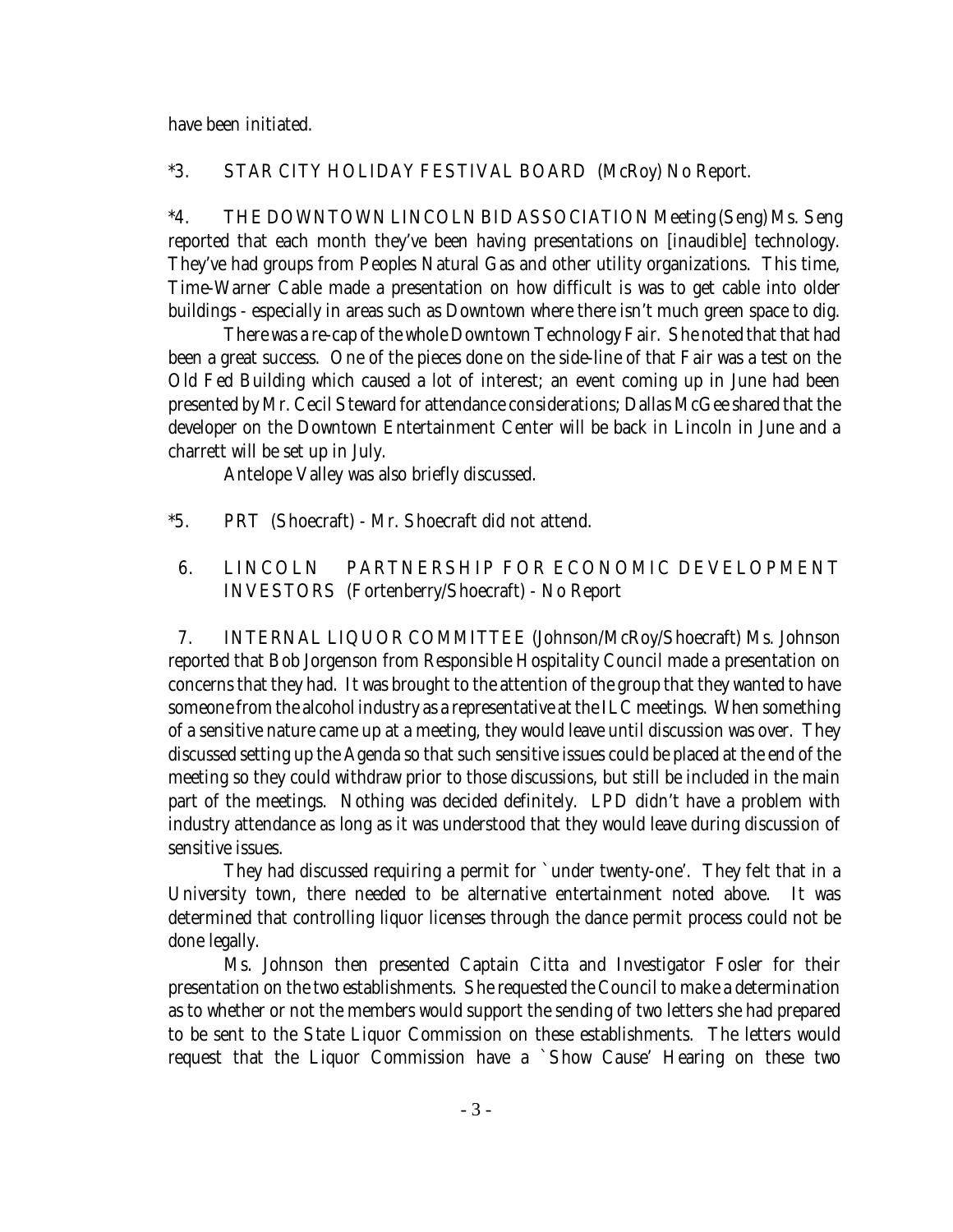have been initiated.

*3. STAR CITY HOLIDAY FESTIVAL BOARD (McRoy) No Report.

*4. THE DOWNTOWN LINCOLN BID ASSOCIATION Meeting (Seng) Ms. Seng reported that each month they've been having presentations on [inaudible] technology. They've had groups from Peoples Natural Gas and other utility organizations. This time, Time-Warner Cable made a presentation on how difficult is was to get cable into older buildings - especially in areas such as Downtown where there isn't much green space to dig.

There was a re-cap of the whole Downtown Technology Fair. She noted that that had been a great success. One of the pieces done on the side-line of that Fair was a test on the Old Fed Building which caused a lot of interest; an event coming up in June had been presented by Mr. Cecil Steward for attendance considerations; Dallas McGee shared that the developer on the Downtown Entertainment Center will be back in Lincoln in June and a charrett will be set up in July.

Antelope Valley was also briefly discussed.

*5. PRT (Shoecraft) - Mr. Shoecraft did not attend.

6. LINCOLN PARTNERSHIP FOR ECONOMIC DEVELOPMENT INVESTORS (Fortenberry/Shoecraft) - No Report

7. INTERNAL LIQUOR COMMITTEE (Johnson/McRoy/Shoecraft) Ms. Johnson reported that Bob Jorgenson from Responsible Hospitality Council made a presentation on concerns that they had. It was brought to the attention of the group that they wanted to have someone from the alcohol industry as a representative at the ILC meetings. When something of a sensitive nature came up at a meeting, they would leave until discussion was over. They discussed setting up the Agenda so that such sensitive issues could be placed at the end of the meeting so they could withdraw prior to those discussions, but still be included in the main part of the meetings. Nothing was decided definitely. LPD didn't have a problem with industry attendance as long as it was understood that they would leave during discussion of sensitive issues.

They had discussed requiring a permit for `under twenty-one'. They felt that in a University town, there needed to be alternative entertainment noted above. It was determined that controlling liquor licenses through the dance permit process could not be done legally.

Ms. Johnson then presented Captain Citta and Investigator Fosler for their presentation on the two establishments. She requested the Council to make a determination as to whether or not the members would support the sending of two letters she had prepared to be sent to the State Liquor Commission on these establishments. The letters would request that the Liquor Commission have a `Show Cause' Hearing on these two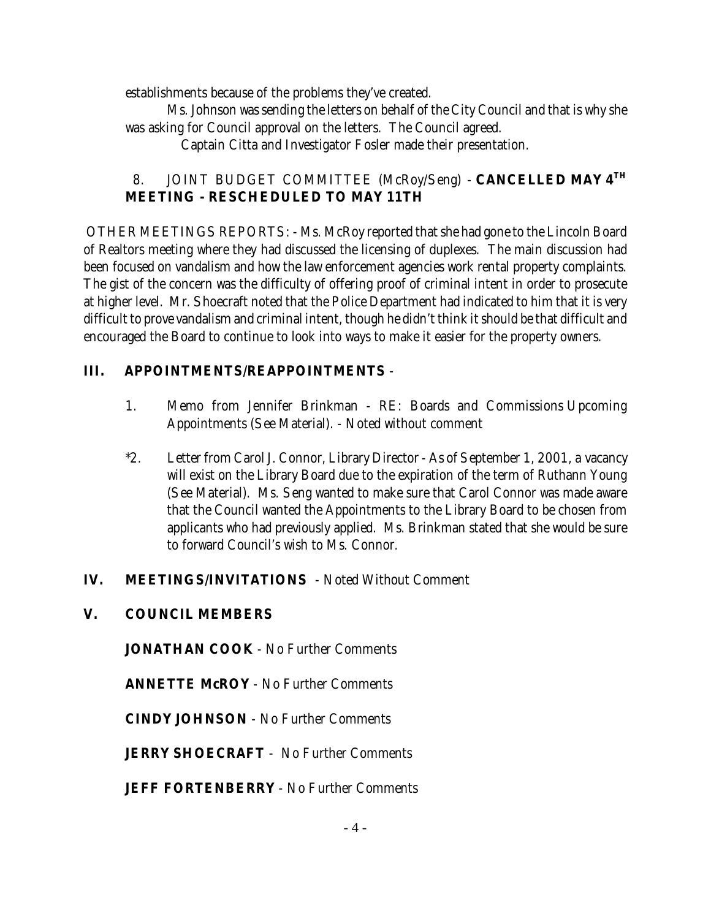establishments because of the problems they've created.

Ms. Johnson was sending the letters on behalf of the City Council and that is why she was asking for Council approval on the letters. The Council agreed.

Captain Citta and Investigator Fosler made their presentation.

8. JOINT BUDGET COMMITTEE (McRoy/Seng) - **CANCELLED MAY 4TH MEETING - RESCHEDULED TO MAY 11TH**

OTHER MEETINGS REPORTS: - Ms. McRoy reported that she had gone to the Lincoln Board of Realtors meeting where they had discussed the licensing of duplexes. The main discussion had been focused on vandalism and how the law enforcement agencies work rental property complaints. The gist of the concern was the difficulty of offering proof of criminal intent in order to prosecute at higher level. Mr. Shoecraft noted that the Police Department had indicated to him that it is very difficult to prove vandalism and criminal intent, though he didn't think it should be that difficult and encouraged the Board to continue to look into ways to make it easier for the property owners.

## III. APPOINTMENTS/REAPPOINTMENTS -

1. Memo from Jennifer Brinkman - RE: Boards and Commissions Upcoming Appointments (See Material). - Noted without comment

*2. Letter from Carol J. Connor, Library Director - As of September 1, 2001, a vacancy will exist on the Library Board due to the expiration of the term of Ruthann Young (See Material). Ms. Seng wanted to make sure that Carol Connor was made aware that the Council wanted the Appointments to the Library Board to be chosen from applicants who had previously applied. Ms. Brinkman stated that she would be sure to forward Council's wish to Ms. Connor.

## IV. MEETINGS/INVITATIONS - Noted Without Comment

## V. COUNCIL MEMBERS

**JONATHAN COOK** - No Further Comments

**ANNETTE McROY** - No Further Comments

**CINDY JOHNSON** - No Further Comments

**JERRY SHOECRAFT** - No Further Comments

**JEFF FORTENBERRY** - No Further Comments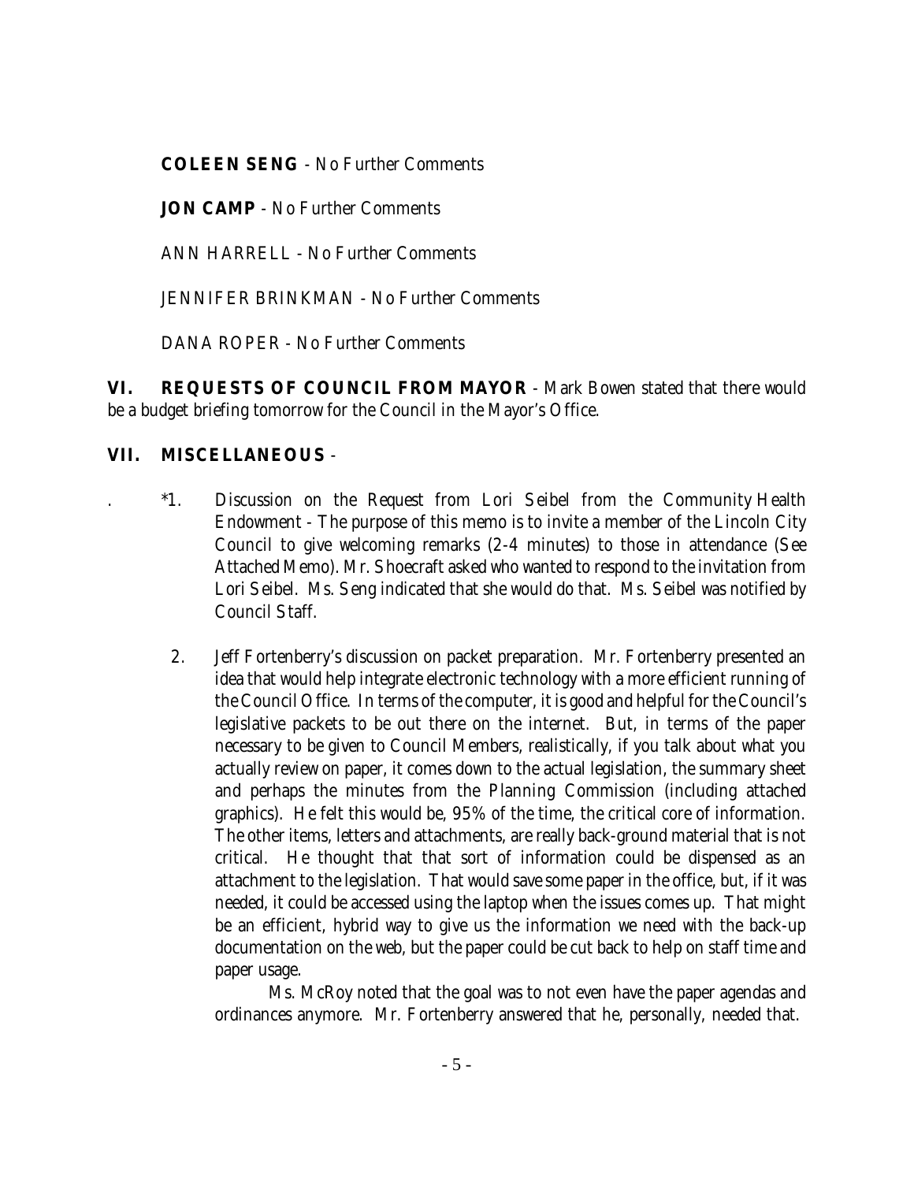**COLEEN SENG** - No Further Comments

**JON CAMP** - No Further Comments

ANN HARRELL - No Further Comments

JENNIFER BRINKMAN - No Further Comments

DANA ROPER - No Further Comments

**VI. REQUESTS OF COUNCIL FROM MAYOR** - Mark Bowen stated that there would be a budget briefing tomorrow for the Council in the Mayor's Office.

**VII. MISCELLANEOUS** -

. *1. Discussion on the Request from Lori Seibel from the Community Health Endowment - The purpose of this memo is to invite a member of the Lincoln City Council to give welcoming remarks (2-4 minutes) to those in attendance (See Attached Memo). Mr. Shoecraft asked who wanted to respond to the invitation from Lori Seibel. Ms. Seng indicated that she would do that. Ms. Seibel was notified by Council Staff.

2. Jeff Fortenberry's discussion on packet preparation. Mr. Fortenberry presented an idea that would help integrate electronic technology with a more efficient running of the Council Office. In terms of the computer, it is good and helpful for the Council's legislative packets to be out there on the internet. But, in terms of the paper necessary to be given to Council Members, realistically, if you talk about what you actually review on paper, it comes down to the actual legislation, the summary sheet and perhaps the minutes from the Planning Commission (including attached graphics). He felt this would be, 95% of the time, the critical core of information. The other items, letters and attachments, are really back-ground material that is not critical. He thought that that sort of information could be dispensed as an attachment to the legislation. That would save some paper in the office, but, if it was needed, it could be accessed using the laptop when the issues comes up. That might be an efficient, hybrid way to give us the information we need with the back-up documentation on the web, but the paper could be cut back to help on staff time and paper usage.

   Ms. McRoy noted that the goal was to not even have the paper agendas and ordinances anymore. Mr. Fortenberry answered that he, personally, needed that.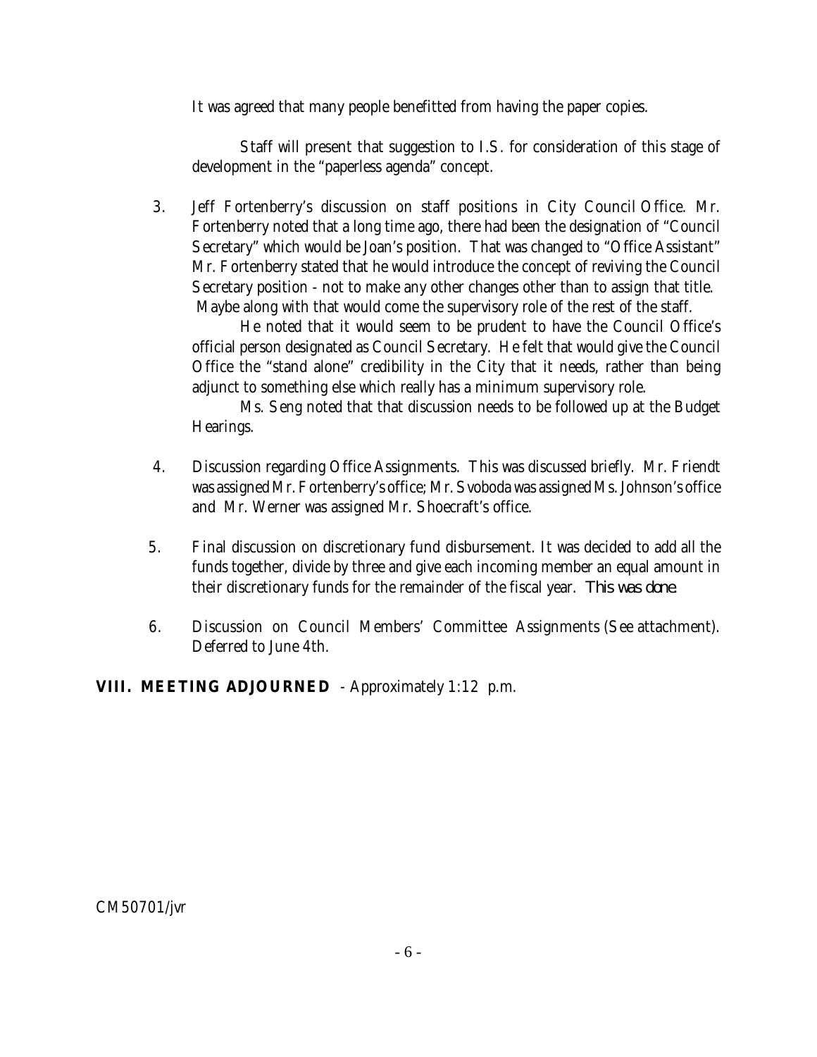It was agreed that many people benefitted from having the paper copies.

Staff will present that suggestion to I.S. for consideration of this stage of development in the "paperless agenda" concept.

3. Jeff Fortenberry's discussion on staff positions in City Council Office. Mr. Fortenberry noted that a long time ago, there had been the designation of "Council Secretary" which would be Joan's position. That was changed to "Office Assistant" Mr. Fortenberry stated that he would introduce the concept of reviving the Council Secretary position - not to make any other changes other than to assign that title. Maybe along with that would come the supervisory role of the rest of the staff.

   He noted that it would seem to be prudent to have the Council Office's official person designated as Council Secretary. He felt that would give the Council Office the "stand alone" credibility in the City that it needs, rather than being adjunct to something else which really has a minimum supervisory role.

   Ms. Seng noted that that discussion needs to be followed up at the Budget Hearings.

4. Discussion regarding Office Assignments. This was discussed briefly. Mr. Friendt was assigned Mr. Fortenberry's office; Mr. Svoboda was assigned Ms. Johnson's office and Mr. Werner was assigned Mr. Shoecraft's office.

5. Final discussion on discretionary fund disbursement. It was decided to add all the funds together, divide by three and give each incoming member an equal amount in their discretionary funds for the remainder of the fiscal year. *This was done.*

6. Discussion on Council Members' Committee Assignments (See attachment). Deferred to June 4th.

**VIII. MEETING ADJOURNED** - Approximately 1:12 p.m.

CM50701/jvr